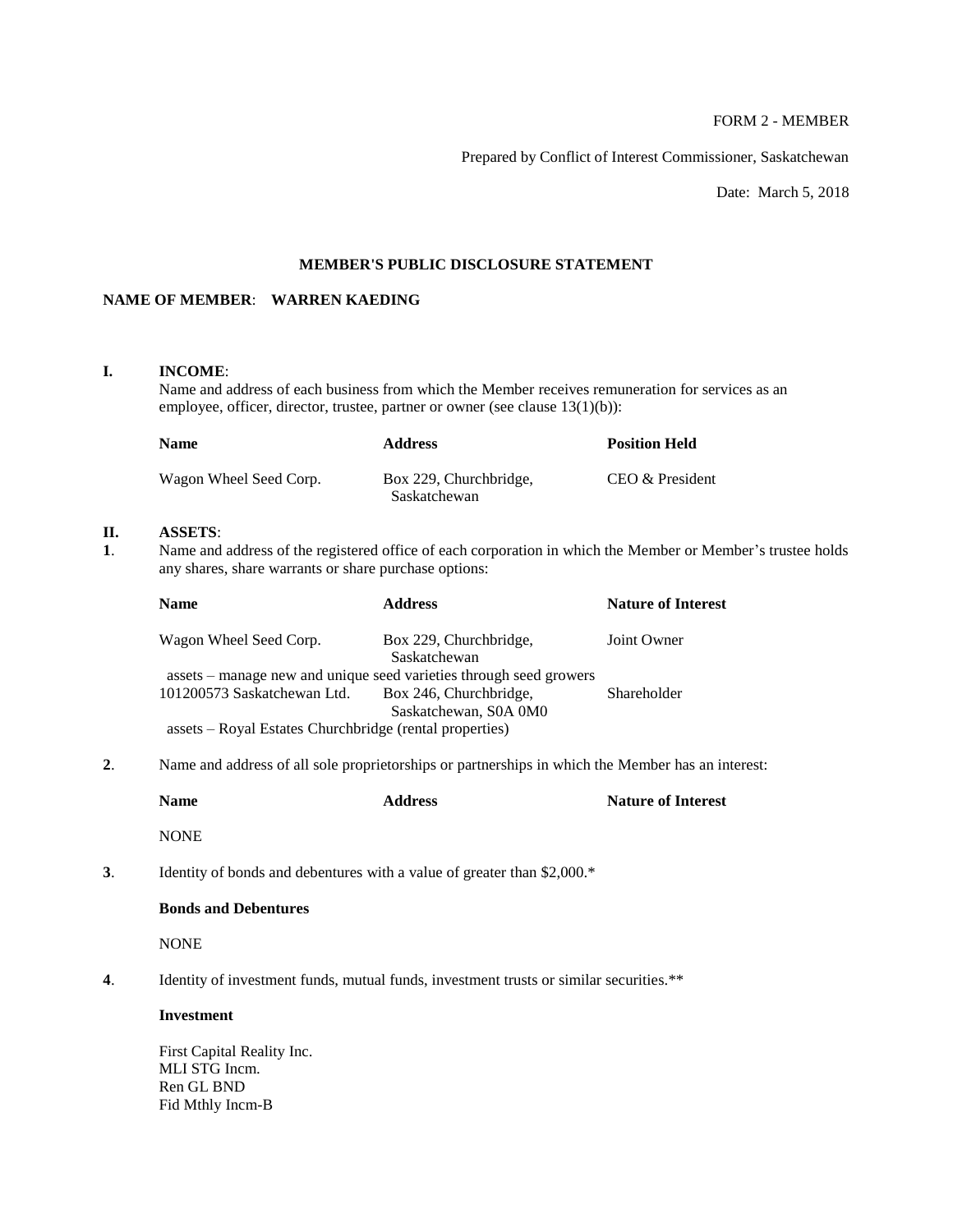FORM 2 - MEMBER

Prepared by Conflict of Interest Commissioner, Saskatchewan

Date: March 5, 2018

**MEMBER'S PUBLIC DISCLOSURE STATEMENT**

**NAME OF MEMBER**: **WARREN KAEDING**

**I. INCOME**:

Name and address of each business from which the Member receives remuneration for services as an employee, officer, director, trustee, partner or owner (see clause 13(1)(b)):

| Name | Address | Position Held |
|---|---|---|
| Wagon Wheel Seed Corp. | Box 229, Churchbridge, Saskatchewan | CEO & President |

**II. ASSETS**:

**1**. Name and address of the registered office of each corporation in which the Member or Member's trustee holds any shares, share warrants or share purchase options:

| Name | Address | Nature of Interest |
|---|---|---|
| Wagon Wheel Seed Corp. | Box 229, Churchbridge, Saskatchewan | Joint Owner |
| assets – manage new and unique seed varieties through seed growers | | |
| 101200573 Saskatchewan Ltd. | Box 246, Churchbridge, Saskatchewan, S0A 0M0 | Shareholder |
| assets – Royal Estates Churchbridge (rental properties) | | |

**2**. Name and address of all sole proprietorships or partnerships in which the Member has an interest:

| Name | Address | Nature of Interest |
|---|---|---|
| NONE | | |

**3**. Identity of bonds and debentures with a value of greater than $2,000.*

**Bonds and Debentures**

NONE

**4**. Identity of investment funds, mutual funds, investment trusts or similar securities.**

**Investment**

First Capital Reality Inc.
MLI STG Incm.
Ren GL BND
Fid Mthly Incm-B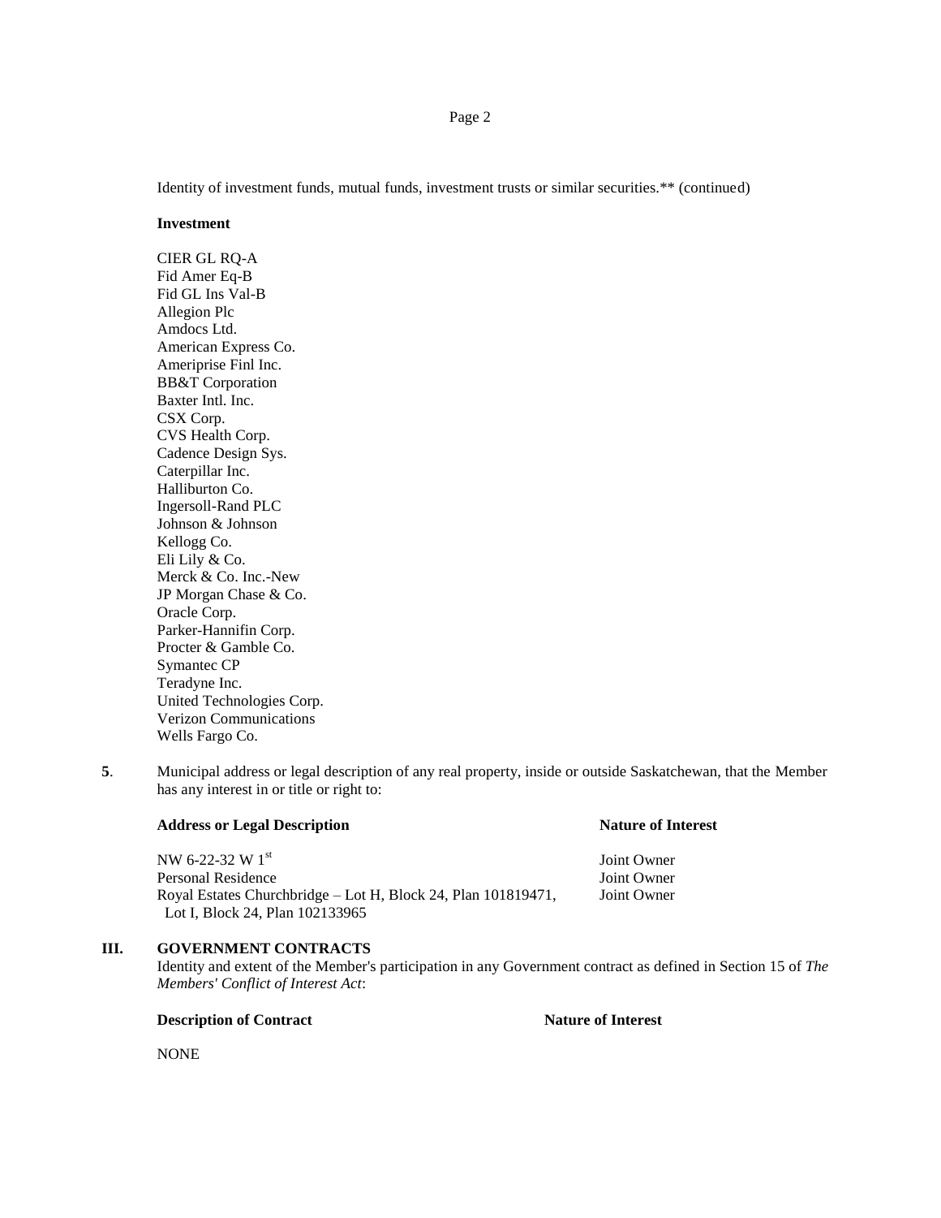Identity of investment funds, mutual funds, investment trusts or similar securities.** (continued)

**Investment**

CIER GL RQ-A
Fid Amer Eq-B
Fid GL Ins Val-B
Allegion Plc
Amdocs Ltd.
American Express Co.
Ameriprise Finl Inc.
BB&T Corporation
Baxter Intl. Inc.
CSX Corp.
CVS Health Corp.
Cadence Design Sys.
Caterpillar Inc.
Halliburton Co.
Ingersoll-Rand PLC
Johnson & Johnson
Kellogg Co.
Eli Lily & Co.
Merck & Co. Inc.-New
JP Morgan Chase & Co.
Oracle Corp.
Parker-Hannifin Corp.
Procter & Gamble Co.
Symantec CP
Teradyne Inc.
United Technologies Corp.
Verizon Communications
Wells Fargo Co.

**5**. Municipal address or legal description of any real property, inside or outside Saskatchewan, that the Member has any interest in or title or right to:

| **Address or Legal Description** | **Nature of Interest** |
|---|---|
| NW 6-22-32 W 1st | Joint Owner |
| Personal Residence | Joint Owner |
| Royal Estates Churchbridge – Lot H, Block 24, Plan 101819471, Lot I, Block 24, Plan 102133965 | Joint Owner |

## III. GOVERNMENT CONTRACTS

Identity and extent of the Member's participation in any Government contract as defined in Section 15 of *The Members' Conflict of Interest Act*:

| **Description of Contract** | **Nature of Interest** |
|---|---|
| NONE | |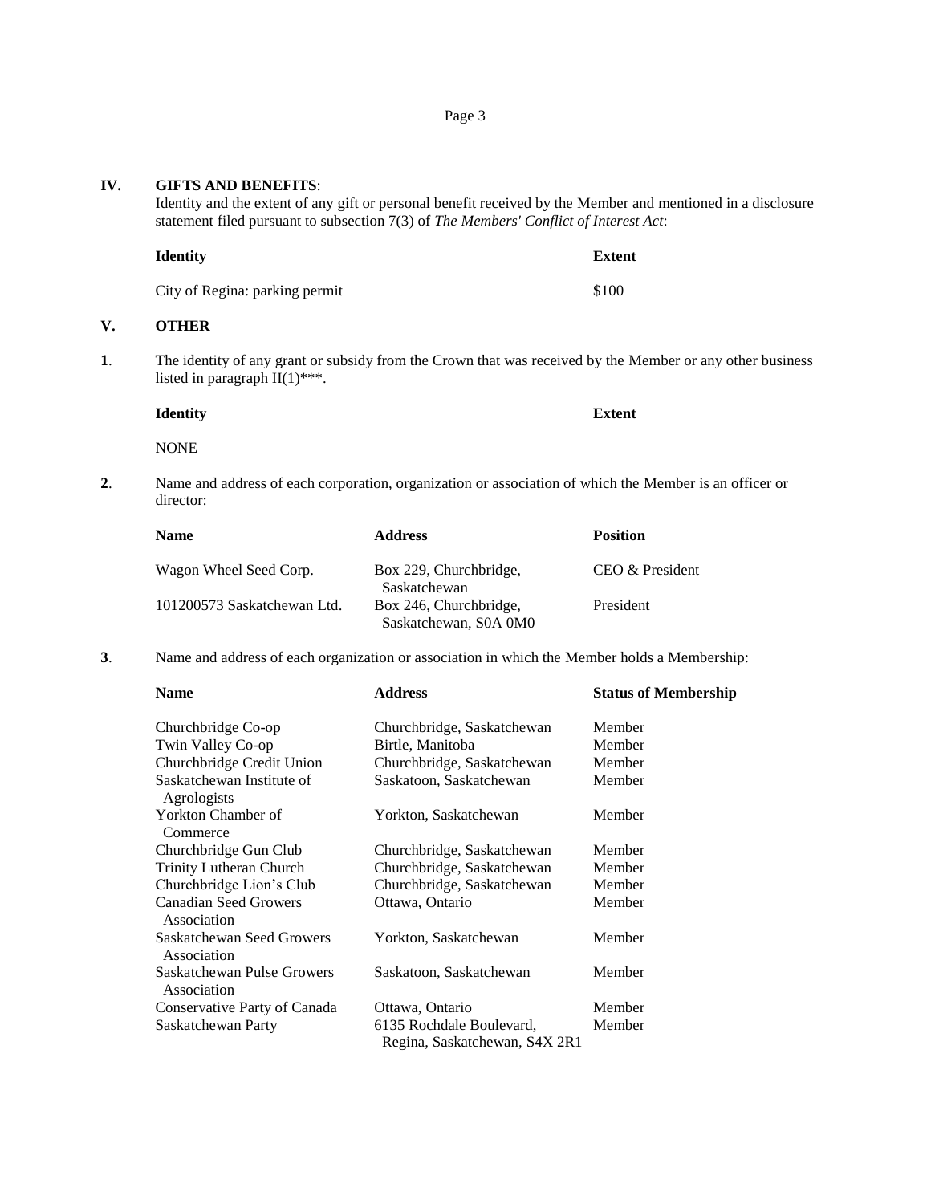## IV. GIFTS AND BENEFITS:

Identity and the extent of any gift or personal benefit received by the Member and mentioned in a disclosure statement filed pursuant to subsection 7(3) of *The Members' Conflict of Interest Act*:

| Identity | Extent |
|---|---|
| City of Regina: parking permit | $100 |

## V. OTHER

**1**. The identity of any grant or subsidy from the Crown that was received by the Member or any other business listed in paragraph II(1)***.

| Identity | Extent |
|---|---|
| NONE | |

**2**. Name and address of each corporation, organization or association of which the Member is an officer or director:

| Name | Address | Position |
|---|---|---|
| Wagon Wheel Seed Corp. | Box 229, Churchbridge, Saskatchewan | CEO & President |
| 101200573 Saskatchewan Ltd. | Box 246, Churchbridge, Saskatchewan, S0A 0M0 | President |

**3**. Name and address of each organization or association in which the Member holds a Membership:

| Name | Address | Status of Membership |
|---|---|---|
| Churchbridge Co-op | Churchbridge, Saskatchewan | Member |
| Twin Valley Co-op | Birtle, Manitoba | Member |
| Churchbridge Credit Union | Churchbridge, Saskatchewan | Member |
| Saskatchewan Institute of Agrologists | Saskatoon, Saskatchewan | Member |
| Yorkton Chamber of Commerce | Yorkton, Saskatchewan | Member |
| Churchbridge Gun Club | Churchbridge, Saskatchewan | Member |
| Trinity Lutheran Church | Churchbridge, Saskatchewan | Member |
| Churchbridge Lion's Club | Churchbridge, Saskatchewan | Member |
| Canadian Seed Growers Association | Ottawa, Ontario | Member |
| Saskatchewan Seed Growers Association | Yorkton, Saskatchewan | Member |
| Saskatchewan Pulse Growers Association | Saskatoon, Saskatchewan | Member |
| Conservative Party of Canada | Ottawa, Ontario | Member |
| Saskatchewan Party | 6135 Rochdale Boulevard, Regina, Saskatchewan, S4X 2R1 | Member |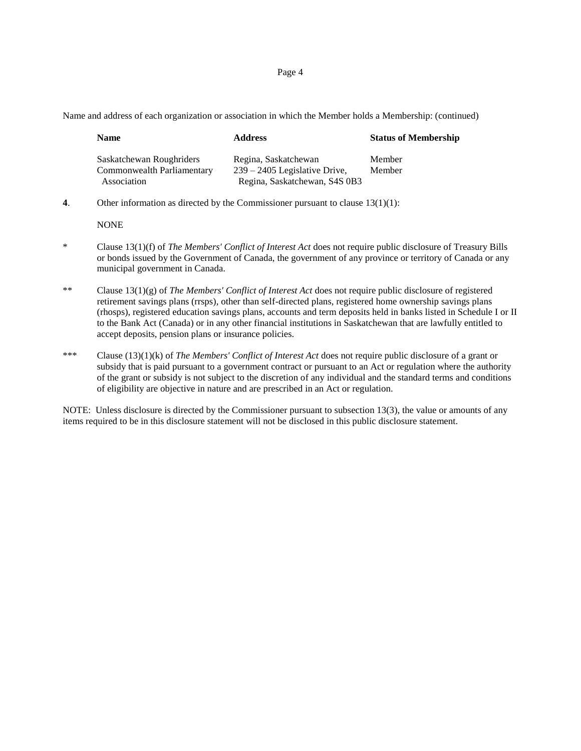Name and address of each organization or association in which the Member holds a Membership: (continued)

| Name | Address | Status of Membership |
| --- | --- | --- |
| Saskatchewan Roughriders | Regina, Saskatchewan | Member |
| Commonwealth Parliamentary Association | 239 – 2405 Legislative Drive, Regina, Saskatchewan, S4S 0B3 | Member |

**4**. Other information as directed by the Commissioner pursuant to clause 13(1)(1):

NONE

\* Clause 13(1)(f) of *The Members' Conflict of Interest Act* does not require public disclosure of Treasury Bills or bonds issued by the Government of Canada, the government of any province or territory of Canada or any municipal government in Canada.

\*\* Clause 13(1)(g) of *The Members' Conflict of Interest Act* does not require public disclosure of registered retirement savings plans (rrsps), other than self-directed plans, registered home ownership savings plans (rhosps), registered education savings plans, accounts and term deposits held in banks listed in Schedule I or II to the Bank Act (Canada) or in any other financial institutions in Saskatchewan that are lawfully entitled to accept deposits, pension plans or insurance policies.

\*\*\* Clause (13)(1)(k) of *The Members' Conflict of Interest Act* does not require public disclosure of a grant or subsidy that is paid pursuant to a government contract or pursuant to an Act or regulation where the authority of the grant or subsidy is not subject to the discretion of any individual and the standard terms and conditions of eligibility are objective in nature and are prescribed in an Act or regulation.

NOTE: Unless disclosure is directed by the Commissioner pursuant to subsection 13(3), the value or amounts of any items required to be in this disclosure statement will not be disclosed in this public disclosure statement.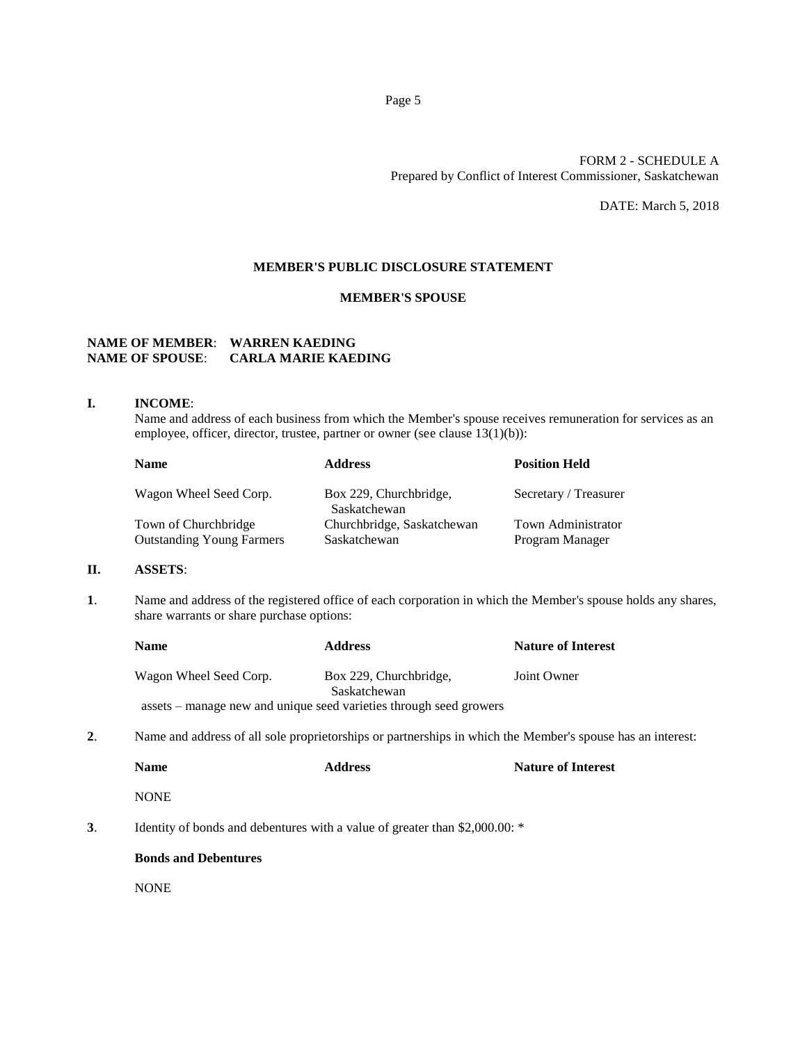FORM 2 - SCHEDULE A
Prepared by Conflict of Interest Commissioner, Saskatchewan

DATE: March 5, 2018

## MEMBER'S PUBLIC DISCLOSURE STATEMENT

## MEMBER'S SPOUSE

**NAME OF MEMBER**: **WARREN KAEDING**
**NAME OF SPOUSE**: **CARLA MARIE KAEDING**

**I. INCOME**:

Name and address of each business from which the Member's spouse receives remuneration for services as an employee, officer, director, trustee, partner or owner (see clause 13(1)(b)):

| Name | Address | Position Held |
| --- | --- | --- |
| Wagon Wheel Seed Corp. | Box 229, Churchbridge, Saskatchewan | Secretary / Treasurer |
| Town of Churchbridge | Churchbridge, Saskatchewan | Town Administrator |
| Outstanding Young Farmers | Saskatchewan | Program Manager |

**II. ASSETS**:

**1**. Name and address of the registered office of each corporation in which the Member's spouse holds any shares, share warrants or share purchase options:

| Name | Address | Nature of Interest |
| --- | --- | --- |
| Wagon Wheel Seed Corp. | Box 229, Churchbridge, Saskatchewan | Joint Owner |

assets – manage new and unique seed varieties through seed growers

**2**. Name and address of all sole proprietorships or partnerships in which the Member's spouse has an interest:

| Name | Address | Nature of Interest |
| --- | --- | --- |
| NONE | | |

**3**. Identity of bonds and debentures with a value of greater than $2,000.00: *

**Bonds and Debentures**

NONE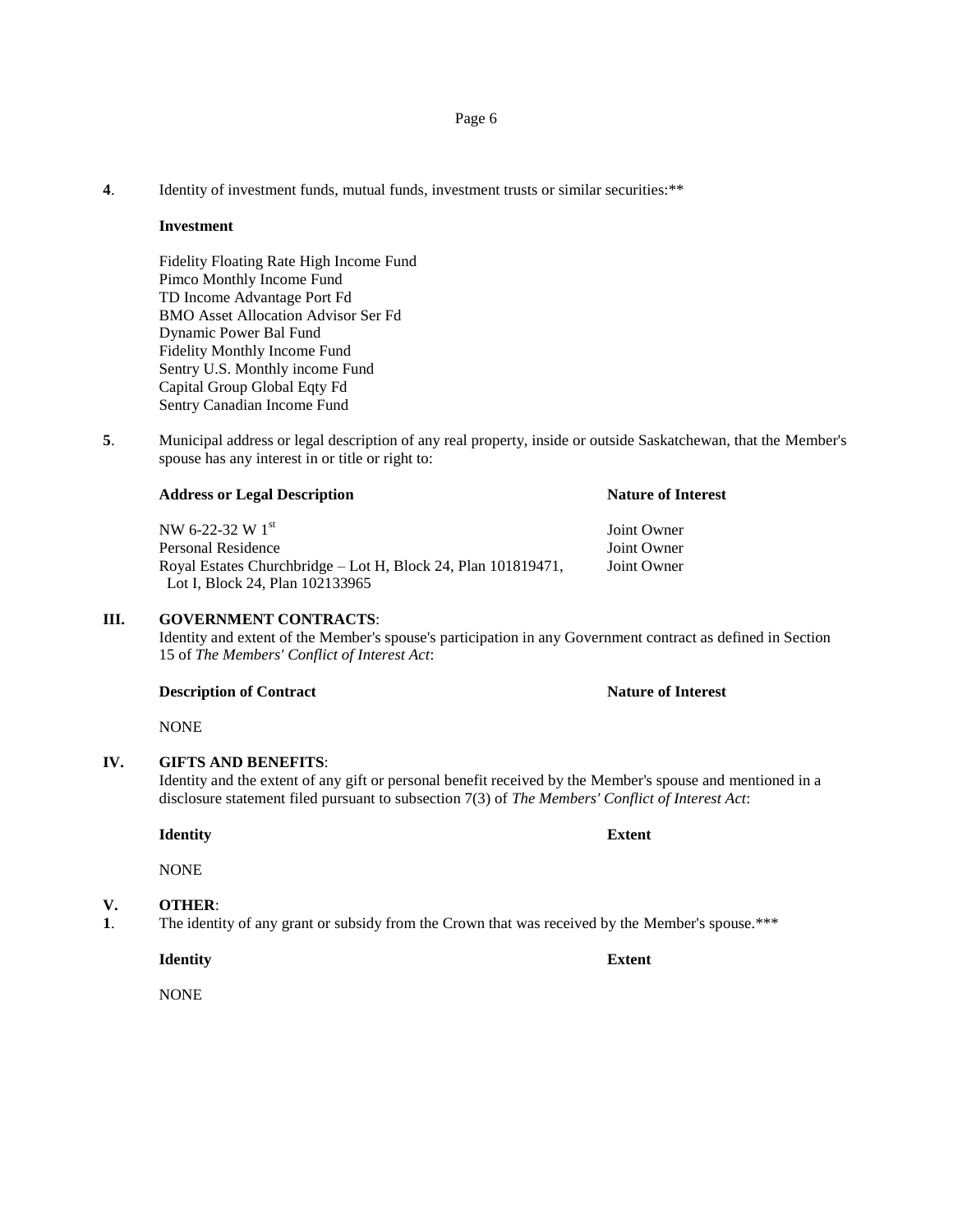**4**. Identity of investment funds, mutual funds, investment trusts or similar securities:**

**Investment**

Fidelity Floating Rate High Income Fund
Pimco Monthly Income Fund
TD Income Advantage Port Fd
BMO Asset Allocation Advisor Ser Fd
Dynamic Power Bal Fund
Fidelity Monthly Income Fund
Sentry U.S. Monthly income Fund
Capital Group Global Eqty Fd
Sentry Canadian Income Fund

**5**. Municipal address or legal description of any real property, inside or outside Saskatchewan, that the Member's spouse has any interest in or title or right to:

| Address or Legal Description | Nature of Interest |
|---|---|
| NW 6-22-32 W 1st | Joint Owner |
| Personal Residence | Joint Owner |
| Royal Estates Churchbridge – Lot H, Block 24, Plan 101819471, Lot I, Block 24, Plan 102133965 | Joint Owner |

## III. GOVERNMENT CONTRACTS:

Identity and extent of the Member's spouse's participation in any Government contract as defined in Section 15 of *The Members' Conflict of Interest Act*:

| Description of Contract | Nature of Interest |
|---|---|
| NONE | |

## IV. GIFTS AND BENEFITS:

Identity and the extent of any gift or personal benefit received by the Member's spouse and mentioned in a disclosure statement filed pursuant to subsection 7(3) of *The Members' Conflict of Interest Act*:

| Identity | Extent |
|---|---|
| NONE | |

## V. OTHER:

**1**. The identity of any grant or subsidy from the Crown that was received by the Member's spouse.***

| Identity | Extent |
|---|---|
| NONE | |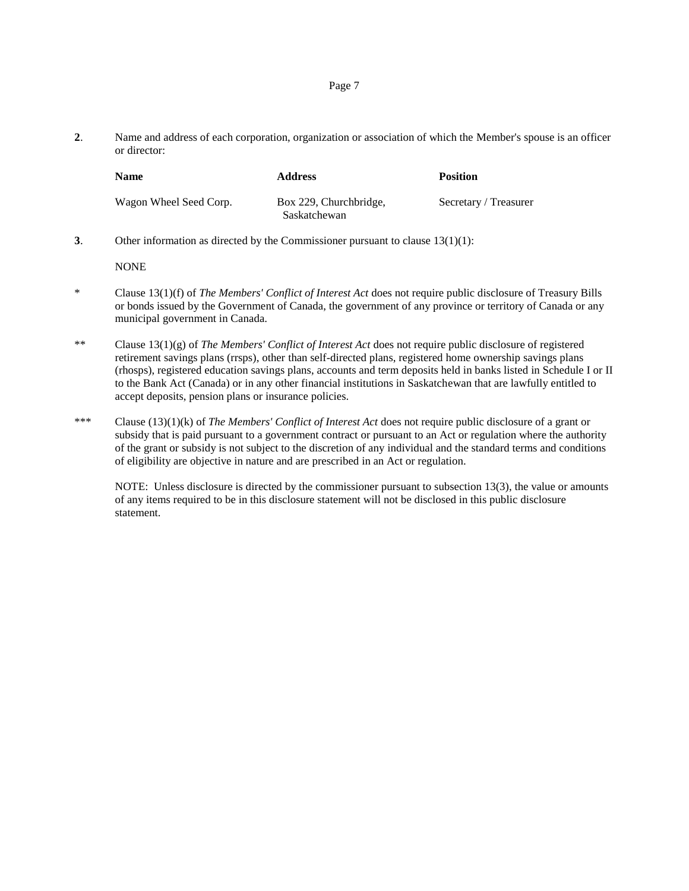**2**. Name and address of each corporation, organization or association of which the Member's spouse is an officer or director:

| Name | Address | Position |
|---|---|---|
| Wagon Wheel Seed Corp. | Box 229, Churchbridge, Saskatchewan | Secretary / Treasurer |

**3**. Other information as directed by the Commissioner pursuant to clause 13(1)(1):

NONE

\* Clause 13(1)(f) of *The Members' Conflict of Interest Act* does not require public disclosure of Treasury Bills or bonds issued by the Government of Canada, the government of any province or territory of Canada or any municipal government in Canada.

\*\* Clause 13(1)(g) of *The Members' Conflict of Interest Act* does not require public disclosure of registered retirement savings plans (rrsps), other than self-directed plans, registered home ownership savings plans (rhosps), registered education savings plans, accounts and term deposits held in banks listed in Schedule I or II to the Bank Act (Canada) or in any other financial institutions in Saskatchewan that are lawfully entitled to accept deposits, pension plans or insurance policies.

\*\*\* Clause (13)(1)(k) of *The Members' Conflict of Interest Act* does not require public disclosure of a grant or subsidy that is paid pursuant to a government contract or pursuant to an Act or regulation where the authority of the grant or subsidy is not subject to the discretion of any individual and the standard terms and conditions of eligibility are objective in nature and are prescribed in an Act or regulation.

NOTE: Unless disclosure is directed by the commissioner pursuant to subsection 13(3), the value or amounts of any items required to be in this disclosure statement will not be disclosed in this public disclosure statement.